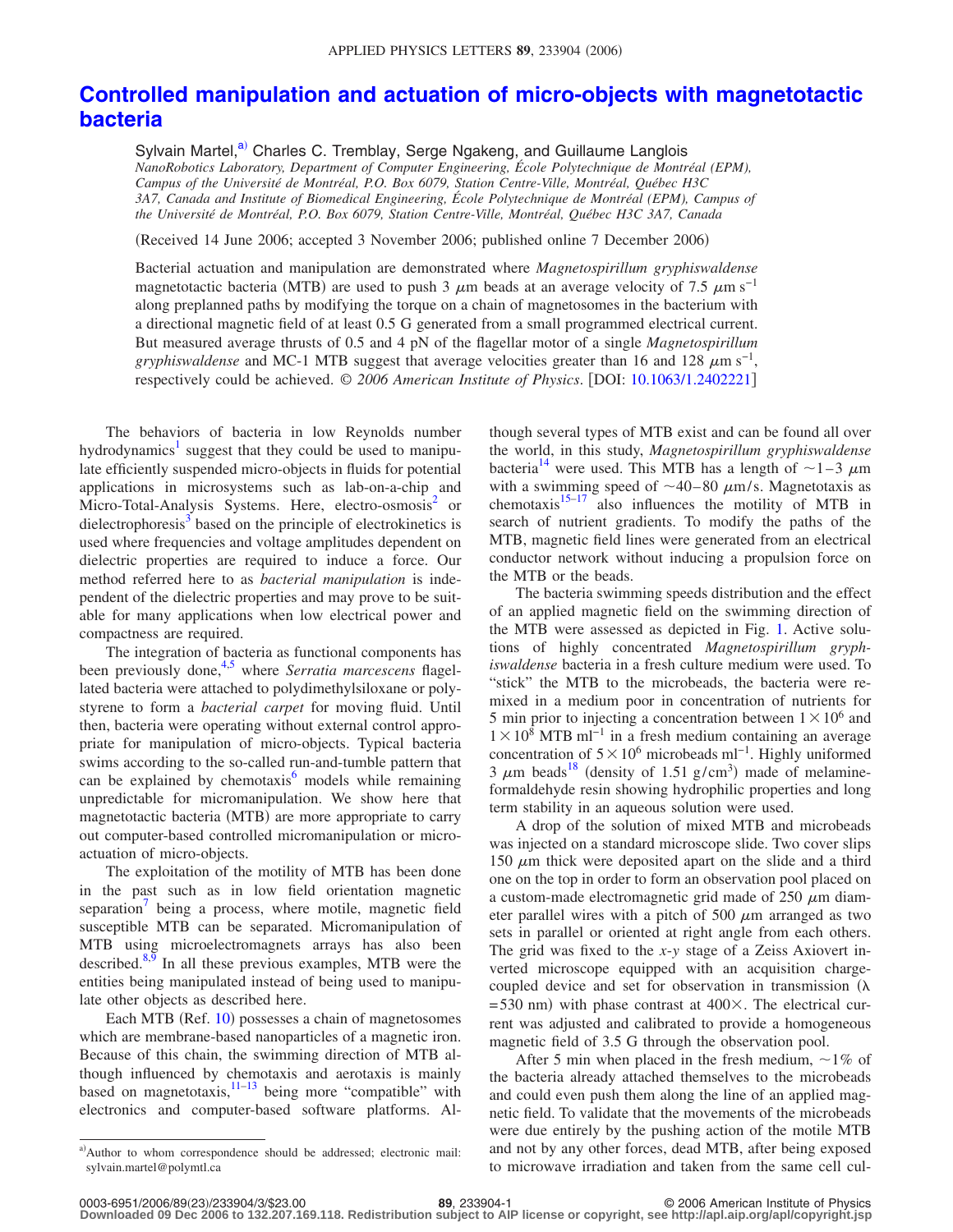# Controlled manipulation and actuation of micro-objects with magnetotactic bacteria

Sylvain Martel,[a)] Charles C. Tremblay, Serge Ngakeng, and Guillaume Langlois

*NanoRobotics Laboratory, Department of Computer Engineering, École Polytechnique de Montréal (EPM), Campus of the Université de Montréal, P.O. Box 6079, Station Centre-Ville, Montréal, Québec H3C 3A7, Canada and Institute of Biomedical Engineering, École Polytechnique de Montréal (EPM), Campus of the Université de Montréal, P.O. Box 6079, Station Centre-Ville, Montréal, Québec H3C 3A7, Canada*

(Received 14 June 2006; accepted 3 November 2006; published online 7 December 2006)

Bacterial actuation and manipulation are demonstrated where *Magnetospirillum gryphiswaldense* magnetotactic bacteria (MTB) are used to push 3 $\mu$m beads at an average velocity of 7.5 $\mu$m s$^{-1}$ along preplanned paths by modifying the torque on a chain of magnetosomes in the bacterium with a directional magnetic field of at least 0.5 G generated from a small programmed electrical current. But measured average thrusts of 0.5 and 4 pN of the flagellar motor of a single *Magnetospirillum gryphiswaldense* and MC-1 MTB suggest that average velocities greater than 16 and 128 $\mu$m s$^{-1}$, respectively could be achieved. *© 2006 American Institute of Physics.* [DOI: 10.1063/1.2402221]

The behaviors of bacteria in low Reynolds number hydrodynamics[1] suggest that they could be used to manipulate efficiently suspended micro-objects in fluids for potential applications in microsystems such as lab-on-a-chip and Micro-Total-Analysis Systems. Here, electro-osmosis[2] or dielectrophoresis[3] based on the principle of electrokinetics is used where frequencies and voltage amplitudes dependent on dielectric properties are required to induce a force. Our method referred here to as *bacterial manipulation* is independent of the dielectric properties and may prove to be suitable for many applications when low electrical power and compactness are required.

The integration of bacteria as functional components has been previously done,[4,5] where *Serratia marcescens* flagellated bacteria were attached to polydimethylsiloxane or polystyrene to form a *bacterial carpet* for moving fluid. Until then, bacteria were operating without external control appropriate for manipulation of micro-objects. Typical bacteria swims according to the so-called run-and-tumble pattern that can be explained by chemotaxis[6] models while remaining unpredictable for micromanipulation. We show here that magnetotactic bacteria (MTB) are more appropriate to carry out computer-based controlled micromanipulation or microactuation of micro-objects.

The exploitation of the motility of MTB has been done in the past such as in low field orientation magnetic separation[7] being a process, where motile, magnetic field susceptible MTB can be separated. Micromanipulation of MTB using microelectromagnets arrays has also been described.[8,9] In all these previous examples, MTB were the entities being manipulated instead of being used to manipulate other objects as described here.

Each MTB (Ref. 10) possesses a chain of magnetosomes which are membrane-based nanoparticles of a magnetic iron. Because of this chain, the swimming direction of MTB although influenced by chemotaxis and aerotaxis is mainly based on magnetotaxis,[11–13] being more "compatible" with electronics and computer-based software platforms. Although several types of MTB exist and can be found all over the world, in this study, *Magnetospirillum gryphiswaldense* bacteria[14] were used. This MTB has a length of ~1–3 $\mu$m with a swimming speed of ~40–80 $\mu$m/s. Magnetotaxis as chemotaxis[15–17] also influences the motility of MTB in search of nutrient gradients. To modify the paths of the MTB, magnetic field lines were generated from an electrical conductor network without inducing a propulsion force on the MTB or the beads.

The bacteria swimming speeds distribution and the effect of an applied magnetic field on the swimming direction of the MTB were assessed as depicted in Fig. 1. Active solutions of highly concentrated *Magnetospirillum gryphiswaldense* bacteria in a fresh culture medium were used. To "stick" the MTB to the microbeads, the bacteria were remixed in a medium poor in concentration of nutrients for 5 min prior to injecting a concentration between $1\times10^6$ and $1\times10^8$ MTB ml$^{-1}$ in a fresh medium containing an average concentration of $5\times10^6$ microbeads ml$^{-1}$. Highly uniformed 3 $\mu$m beads[18] (density of 1.51 g/cm$^3$) made of melamine-formaldehyde resin showing hydrophilic properties and long term stability in an aqueous solution were used.

A drop of the solution of mixed MTB and microbeads was injected on a standard microscope slide. Two cover slips 150 $\mu$m thick were deposited apart on the slide and a third one on the top in order to form an observation pool placed on a custom-made electromagnetic grid made of 250 $\mu$m diameter parallel wires with a pitch of 500 $\mu$m arranged as two sets in parallel or oriented at right angle from each others. The grid was fixed to the *x-y* stage of a Zeiss Axiovert inverted microscope equipped with an acquisition charge-coupled device and set for observation in transmission ($\lambda$ =530 nm) with phase contrast at 400×. The electrical current was adjusted and calibrated to provide a homogeneous magnetic field of 3.5 G through the observation pool.

After 5 min when placed in the fresh medium, ~1% of the bacteria already attached themselves to the microbeads and could even push them along the line of an applied magnetic field. To validate that the movements of the microbeads were due entirely by the pushing action of the motile MTB and not by any other forces, dead MTB, after being exposed to microwave irradiation and taken from the same cell cul-

[a)]Author to whom correspondence should be addressed; electronic mail: sylvain.martel@polymtl.ca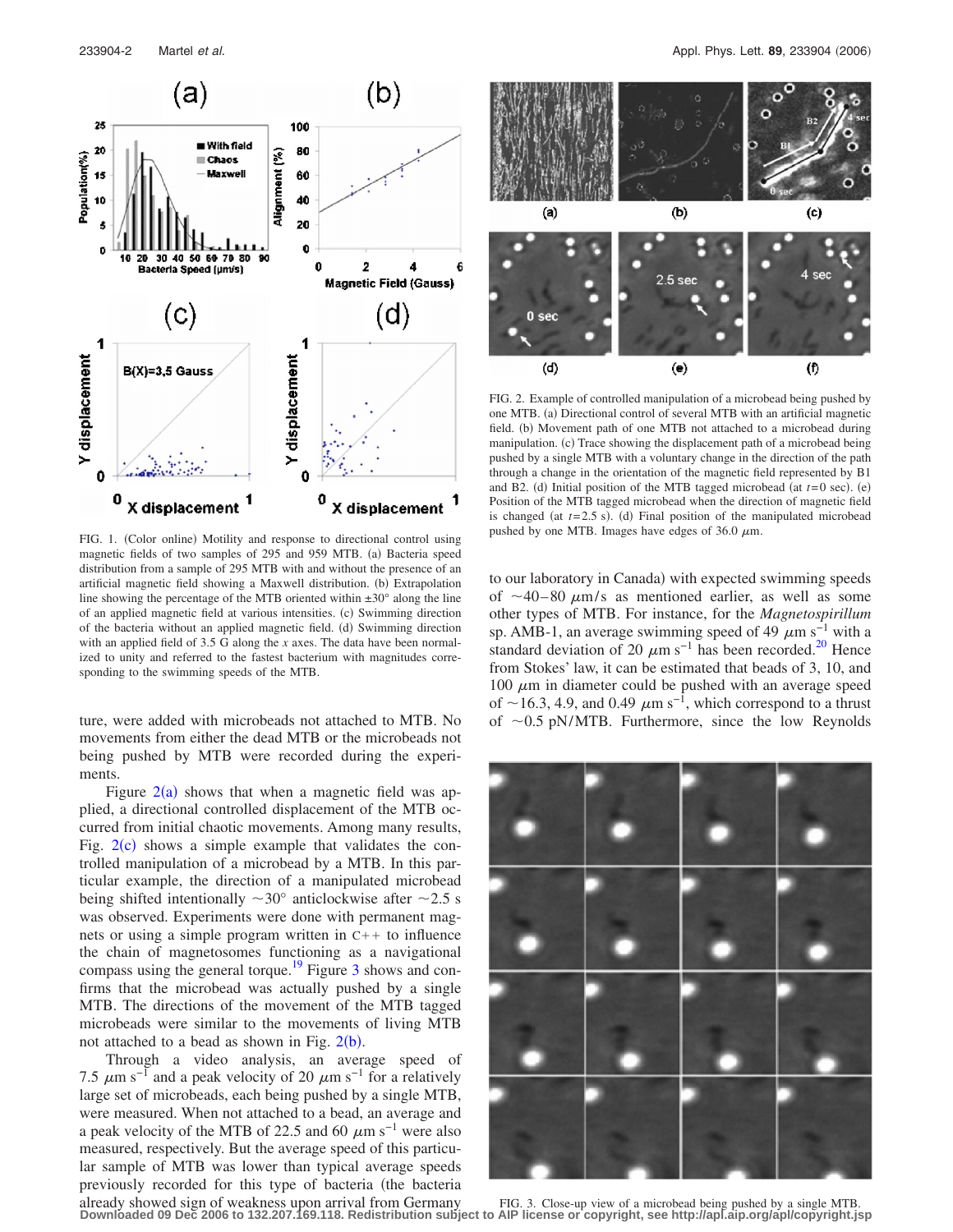FIG. 1. (Color online) Motility and response to directional control using magnetic fields of two samples of 295 and 959 MTB. (a) Bacteria speed distribution from a sample of 295 MTB with and without the presence of an artificial magnetic field showing a Maxwell distribution. (b) Extrapolation line showing the percentage of the MTB oriented within ±30° along the line of an applied magnetic field at various intensities. (c) Swimming direction of the bacteria without an applied magnetic field. (d) Swimming direction with an applied field of 3.5 G along the $x$ axes. The data have been normalized to unity and referred to the fastest bacterium with magnitudes corresponding to the swimming speeds of the MTB.

ture, were added with microbeads not attached to MTB. No movements from either the dead MTB or the microbeads not being pushed by MTB were recorded during the experiments.

Figure 2(a) shows that when a magnetic field was applied, a directional controlled displacement of the MTB occurred from initial chaotic movements. Among many results, Fig. 2(c) shows a simple example that validates the controlled manipulation of a microbead by a MTB. In this particular example, the direction of a manipulated microbead being shifted intentionally ~30° anticlockwise after ~2.5 s was observed. Experiments were done with permanent magnets or using a simple program written in C++ to influence the chain of magnetosomes functioning as a navigational compass using the general torque.[19] Figure 3 shows and confirms that the microbead was actually pushed by a single MTB. The directions of the movement of the MTB tagged microbeads were similar to the movements of living MTB not attached to a bead as shown in Fig. 2(b).

Through a video analysis, an average speed of 7.5 $\mu$m s$^{-1}$ and a peak velocity of 20 $\mu$m s$^{-1}$ for a relatively large set of microbeads, each being pushed by a single MTB, were measured. When not attached to a bead, an average and a peak velocity of the MTB of 22.5 and 60 $\mu$m s$^{-1}$ were also measured, respectively. But the average speed of this particular sample of MTB was lower than typical average speeds previously recorded for this type of bacteria (the bacteria already showed sign of weakness upon arrival from Germany to our laboratory in Canada) with expected swimming speeds of ~40–80 $\mu$m/s as mentioned earlier, as well as some other types of MTB. For instance, for the *Magnetospirillum* sp. AMB-1, an average swimming speed of 49 $\mu$m s$^{-1}$ with a standard deviation of 20 $\mu$m s$^{-1}$ has been recorded.[20] Hence from Stokes' law, it can be estimated that beads of 3, 10, and 100 $\mu$m in diameter could be pushed with an average speed of ~16.3, 4.9, and 0.49 $\mu$m s$^{-1}$, which correspond to a thrust of ~0.5 pN/MTB. Furthermore, since the low Reynolds

FIG. 2. Example of controlled manipulation of a microbead being pushed by one MTB. (a) Directional control of several MTB with an artificial magnetic field. (b) Movement path of one MTB not attached to a microbead during manipulation. (c) Trace showing the displacement path of a microbead being pushed by a single MTB with a voluntary change in the direction of the path through a change in the orientation of the magnetic field represented by B1 and B2. (d) Initial position of the MTB tagged microbead (at $t$=0 sec). (e) Position of the MTB tagged microbead when the direction of magnetic field is changed (at $t$=2.5 s). (d) Final position of the manipulated microbead pushed by one MTB. Images have edges of 36.0 $\mu$m.

FIG. 3. Close-up view of a microbead being pushed by a single MTB.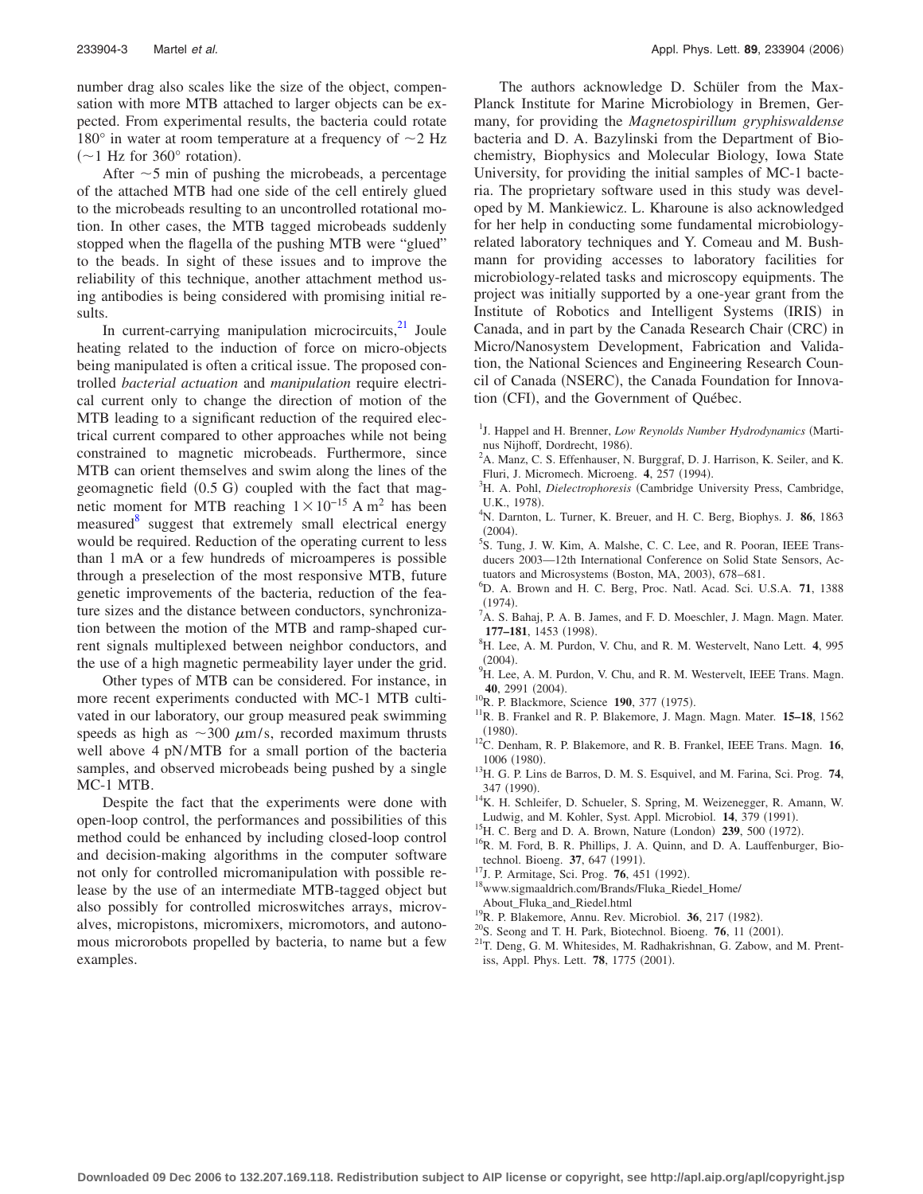number drag also scales like the size of the object, compensation with more MTB attached to larger objects can be expected. From experimental results, the bacteria could rotate 180° in water at room temperature at a frequency of ~2 Hz (~1 Hz for 360° rotation).

After ~5 min of pushing the microbeads, a percentage of the attached MTB had one side of the cell entirely glued to the microbeads resulting to an uncontrolled rotational motion. In other cases, the MTB tagged microbeads suddenly stopped when the flagella of the pushing MTB were "glued" to the beads. In sight of these issues and to improve the reliability of this technique, another attachment method using antibodies is being considered with promising initial results.

In current-carrying manipulation microcircuits,[21] Joule heating related to the induction of force on micro-objects being manipulated is often a critical issue. The proposed controlled *bacterial actuation* and *manipulation* require electrical current only to change the direction of motion of the MTB leading to a significant reduction of the required electrical current compared to other approaches while not being constrained to magnetic microbeads. Furthermore, since MTB can orient themselves and swim along the lines of the geomagnetic field (0.5 G) coupled with the fact that magnetic moment for MTB reaching $1\times10^{-15}$ A m$^2$ has been measured[8] suggest that extremely small electrical energy would be required. Reduction of the operating current to less than 1 mA or a few hundreds of microamperes is possible through a preselection of the most responsive MTB, future genetic improvements of the bacteria, reduction of the feature sizes and the distance between conductors, synchronization between the motion of the MTB and ramp-shaped current signals multiplexed between neighbor conductors, and the use of a high magnetic permeability layer under the grid.

Other types of MTB can be considered. For instance, in more recent experiments conducted with MC-1 MTB cultivated in our laboratory, our group measured peak swimming speeds as high as ~300 $\mu$m/s, recorded maximum thrusts well above 4 pN/MTB for a small portion of the bacteria samples, and observed microbeads being pushed by a single MC-1 MTB.

Despite the fact that the experiments were done with open-loop control, the performances and possibilities of this method could be enhanced by including closed-loop control and decision-making algorithms in the computer software not only for controlled micromanipulation with possible release by the use of an intermediate MTB-tagged object but also possibly for controlled microswitches arrays, microvalves, micropistons, micromixers, micromotors, and autonomous microrobots propelled by bacteria, to name but a few examples.

The authors acknowledge D. Schüler from the Max-Planck Institute for Marine Microbiology in Bremen, Germany, for providing the *Magnetospirillum gryphiswaldense* bacteria and D. A. Bazylinski from the Department of Biochemistry, Biophysics and Molecular Biology, Iowa State University, for providing the initial samples of MC-1 bacteria. The proprietary software used in this study was developed by M. Mankiewicz. L. Kharoune is also acknowledged for her help in conducting some fundamental microbiology-related laboratory techniques and Y. Comeau and M. Bushmann for providing accesses to laboratory facilities for microbiology-related tasks and microscopy equipments. The project was initially supported by a one-year grant from the Institute of Robotics and Intelligent Systems (IRIS) in Canada, and in part by the Canada Research Chair (CRC) in Micro/Nanosystem Development, Fabrication and Validation, the National Sciences and Engineering Research Council of Canada (NSERC), the Canada Foundation for Innovation (CFI), and the Government of Québec.

[1] J. Happel and H. Brenner, *Low Reynolds Number Hydrodynamics* (Martinus Nijhoff, Dordrecht, 1986).
[2] A. Manz, C. S. Effenhauser, N. Burggraf, D. J. Harrison, K. Seiler, and K. Fluri, J. Micromech. Microeng. **4**, 257 (1994).
[3] H. A. Pohl, *Dielectrophoresis* (Cambridge University Press, Cambridge, U.K., 1978).
[4] N. Darnton, L. Turner, K. Breuer, and H. C. Berg, Biophys. J. **86**, 1863 (2004).
[5] S. Tung, J. W. Kim, A. Malshe, C. C. Lee, and R. Pooran, IEEE Transducers 2003—12th International Conference on Solid State Sensors, Actuators and Microsystems (Boston, MA, 2003), 678–681.
[6] D. A. Brown and H. C. Berg, Proc. Natl. Acad. Sci. U.S.A. **71**, 1388 (1974).
[7] A. S. Bahaj, P. A. B. James, and F. D. Moeschler, J. Magn. Magn. Mater. **177–181**, 1453 (1998).
[8] H. Lee, A. M. Purdon, V. Chu, and R. M. Westervelt, Nano Lett. **4**, 995 (2004).
[9] H. Lee, A. M. Purdon, V. Chu, and R. M. Westervelt, IEEE Trans. Magn. **40**, 2991 (2004).
[10] R. P. Blackmore, Science **190**, 377 (1975).
[11] R. B. Frankel and R. P. Blakemore, J. Magn. Magn. Mater. **15–18**, 1562 (1980).
[12] C. Denham, R. P. Blakemore, and R. B. Frankel, IEEE Trans. Magn. **16**, 1006 (1980).
[13] H. G. P. Lins de Barros, D. M. S. Esquivel, and M. Farina, Sci. Prog. **74**, 347 (1990).
[14] K. H. Schleifer, D. Schueler, S. Spring, M. Weizenegger, R. Amann, W. Ludwig, and M. Kohler, Syst. Appl. Microbiol. **14**, 379 (1991).
[15] H. C. Berg and D. A. Brown, Nature (London) **239**, 500 (1972).
[16] R. M. Ford, B. R. Phillips, J. A. Quinn, and D. A. Lauffenburger, Biotechnol. Bioeng. **37**, 647 (1991).
[17] J. P. Armitage, Sci. Prog. **76**, 451 (1992).
[18] www.sigmaaldrich.com/Brands/Fluka_Riedel_Home/About_Fluka_and_Riedel.html
[19] R. P. Blakemore, Annu. Rev. Microbiol. **36**, 217 (1982).
[20] S. Seong and T. H. Park, Biotechnol. Bioeng. **76**, 11 (2001).
[21] T. Deng, G. M. Whitesides, M. Radhakrishnan, G. Zabow, and M. Prentiss, Appl. Phys. Lett. **78**, 1775 (2001).